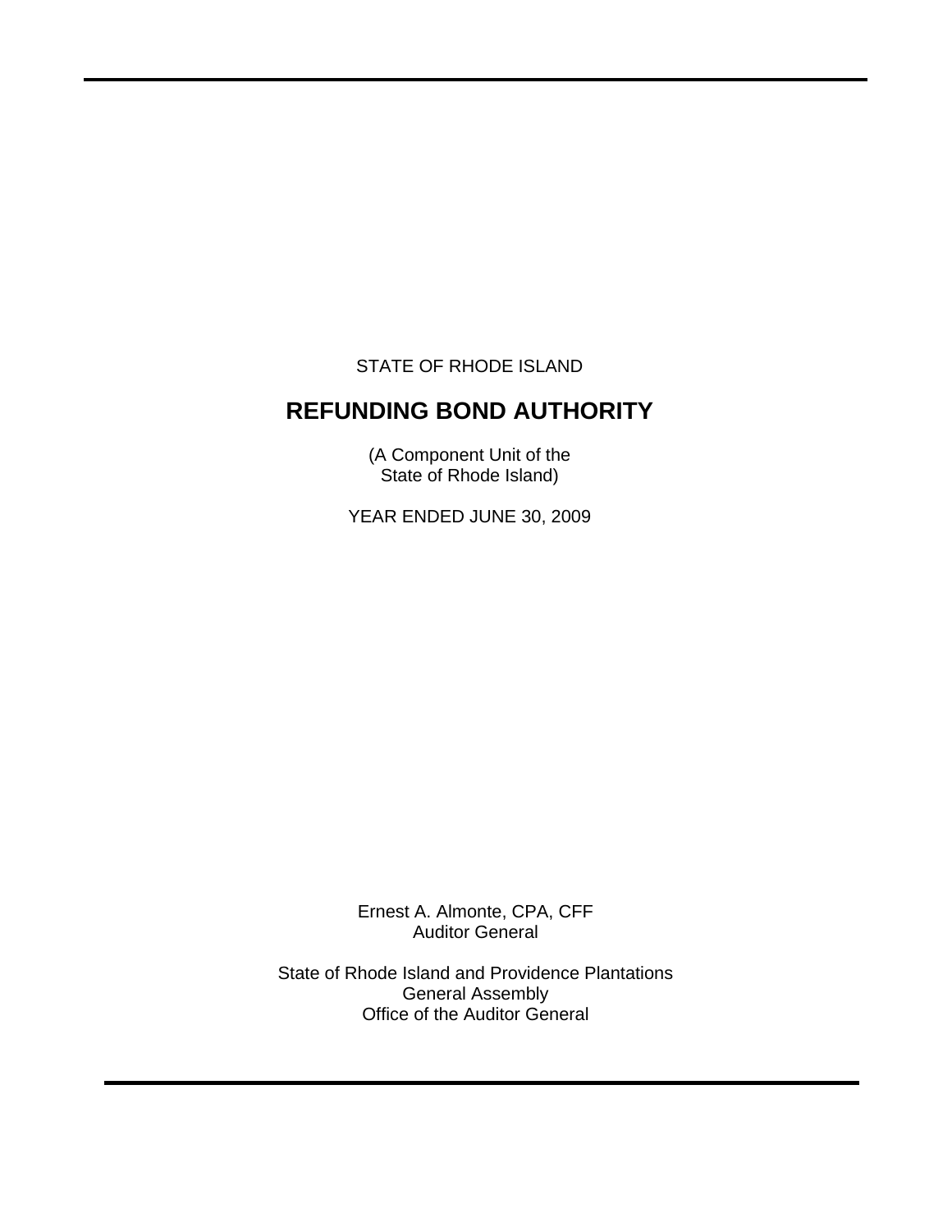STATE OF RHODE ISLAND

# REFUNDING BOND AUTHORITY

(A Component Unit of the
State of Rhode Island)

YEAR ENDED JUNE 30, 2009

Ernest A. Almonte, CPA, CFF
Auditor General

State of Rhode Island and Providence Plantations
General Assembly
Office of the Auditor General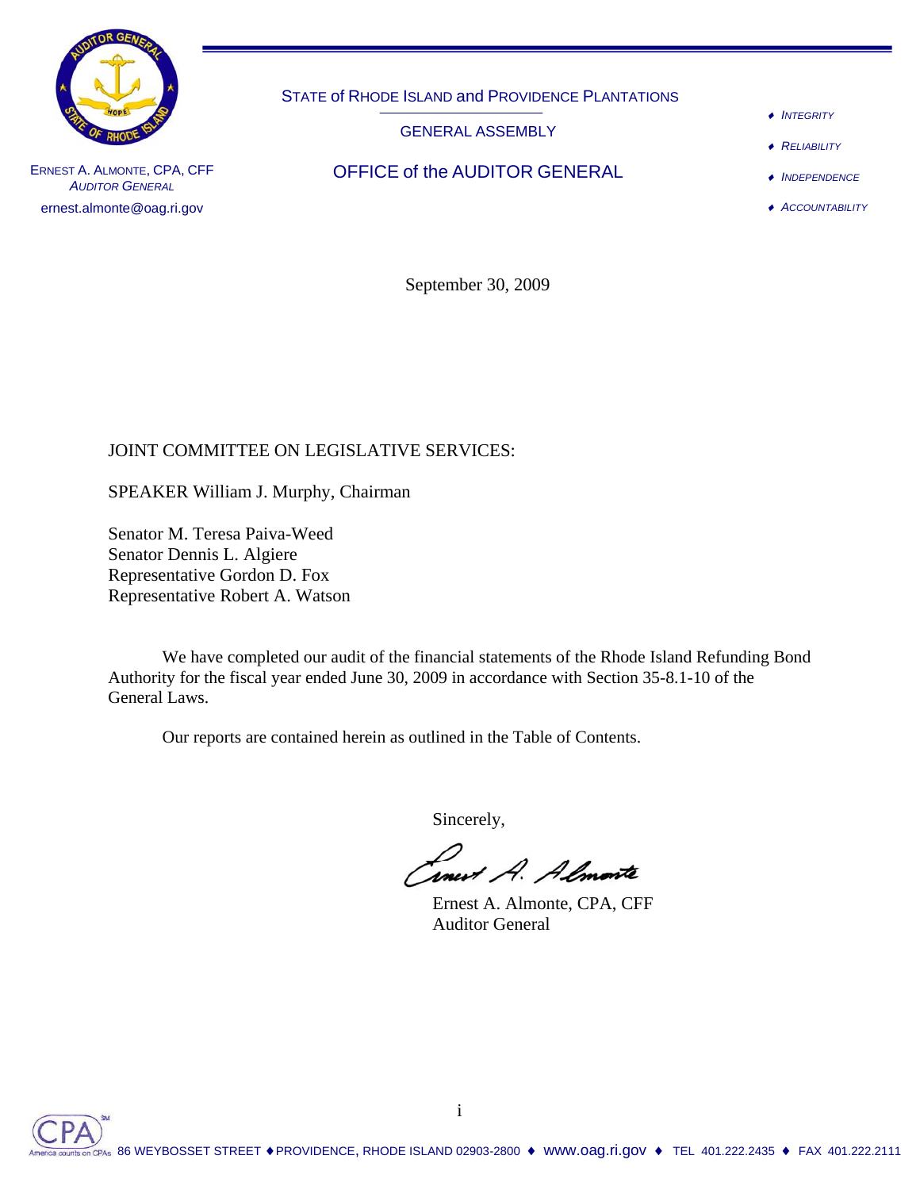STATE of RHODE ISLAND and PROVIDENCE PLANTATIONS

GENERAL ASSEMBLY

OFFICE of the AUDITOR GENERAL

ERNEST A. ALMONTE, CPA, CFF
*AUDITOR GENERAL*
ernest.almonte@oag.ri.gov

- *INTEGRITY*
- *RELIABILITY*
- *INDEPENDENCE*
- *ACCOUNTABILITY*

September 30, 2009

JOINT COMMITTEE ON LEGISLATIVE SERVICES:

SPEAKER William J. Murphy, Chairman

Senator M. Teresa Paiva-Weed
Senator Dennis L. Algiere
Representative Gordon D. Fox
Representative Robert A. Watson

We have completed our audit of the financial statements of the Rhode Island Refunding Bond Authority for the fiscal year ended June 30, 2009 in accordance with Section 35-8.1-10 of the General Laws.

Our reports are contained herein as outlined in the Table of Contents.

Sincerely,

Ernest A. Almonte, CPA, CFF
Auditor General

86 WEYBOSSET STREET ♦ PROVIDENCE, RHODE ISLAND 02903-2800 ♦ www.oag.ri.gov ♦ TEL 401.222.2435 ♦ FAX 401.222.2111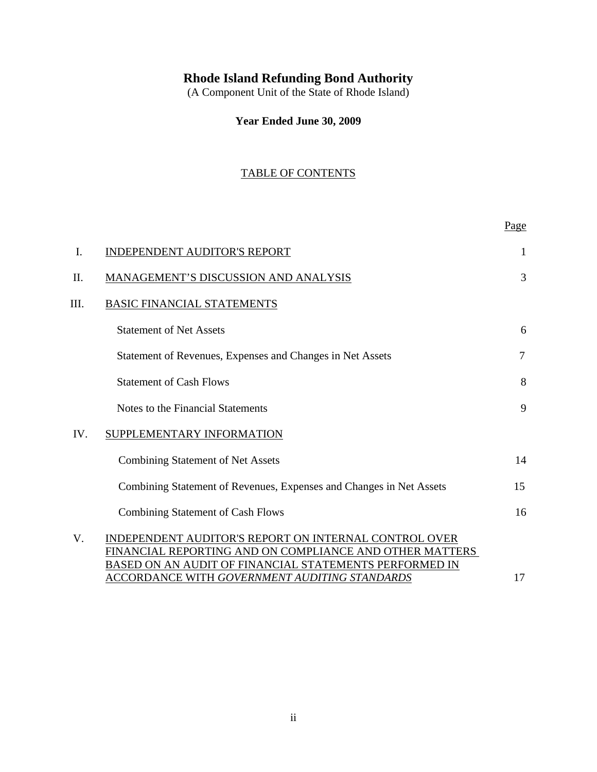# Rhode Island Refunding Bond Authority

(A Component Unit of the State of Rhode Island)

**Year Ended June 30, 2009**

TABLE OF CONTENTS

| | | Page |
|---|---|---|
| I. | INDEPENDENT AUDITOR'S REPORT | 1 |
| II. | MANAGEMENT'S DISCUSSION AND ANALYSIS | 3 |
| III. | BASIC FINANCIAL STATEMENTS | |
| | Statement of Net Assets | 6 |
| | Statement of Revenues, Expenses and Changes in Net Assets | 7 |
| | Statement of Cash Flows | 8 |
| | Notes to the Financial Statements | 9 |
| IV. | SUPPLEMENTARY INFORMATION | |
| | Combining Statement of Net Assets | 14 |
| | Combining Statement of Revenues, Expenses and Changes in Net Assets | 15 |
| | Combining Statement of Cash Flows | 16 |
| V. | INDEPENDENT AUDITOR'S REPORT ON INTERNAL CONTROL OVER FINANCIAL REPORTING AND ON COMPLIANCE AND OTHER MATTERS BASED ON AN AUDIT OF FINANCIAL STATEMENTS PERFORMED IN ACCORDANCE WITH *GOVERNMENT AUDITING STANDARDS* | 17 |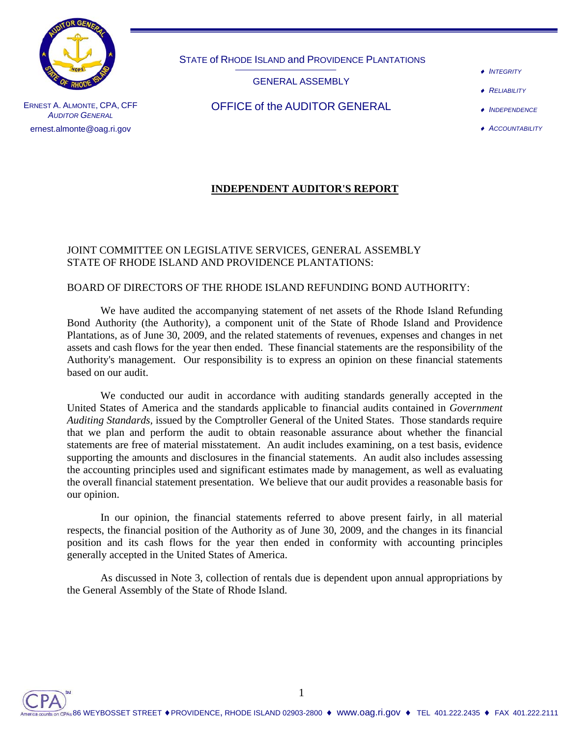STATE of RHODE ISLAND and PROVIDENCE PLANTATIONS

GENERAL ASSEMBLY

OFFICE of the AUDITOR GENERAL

ERNEST A. ALMONTE, CPA, CFF
*AUDITOR GENERAL*
ernest.almonte@oag.ri.gov

- *INTEGRITY*
- *RELIABILITY*
- *INDEPENDENCE*
- *ACCOUNTABILITY*

## INDEPENDENT AUDITOR'S REPORT

JOINT COMMITTEE ON LEGISLATIVE SERVICES, GENERAL ASSEMBLY
STATE OF RHODE ISLAND AND PROVIDENCE PLANTATIONS:

BOARD OF DIRECTORS OF THE RHODE ISLAND REFUNDING BOND AUTHORITY:

We have audited the accompanying statement of net assets of the Rhode Island Refunding Bond Authority (the Authority), a component unit of the State of Rhode Island and Providence Plantations, as of June 30, 2009, and the related statements of revenues, expenses and changes in net assets and cash flows for the year then ended. These financial statements are the responsibility of the Authority's management. Our responsibility is to express an opinion on these financial statements based on our audit.

We conducted our audit in accordance with auditing standards generally accepted in the United States of America and the standards applicable to financial audits contained in *Government Auditing Standards,* issued by the Comptroller General of the United States. Those standards require that we plan and perform the audit to obtain reasonable assurance about whether the financial statements are free of material misstatement. An audit includes examining, on a test basis, evidence supporting the amounts and disclosures in the financial statements. An audit also includes assessing the accounting principles used and significant estimates made by management, as well as evaluating the overall financial statement presentation. We believe that our audit provides a reasonable basis for our opinion.

In our opinion, the financial statements referred to above present fairly, in all material respects, the financial position of the Authority as of June 30, 2009, and the changes in its financial position and its cash flows for the year then ended in conformity with accounting principles generally accepted in the United States of America.

As discussed in Note 3, collection of rentals due is dependent upon annual appropriations by the General Assembly of the State of Rhode Island.

86 WEYBOSSET STREET ♦ PROVIDENCE, RHODE ISLAND 02903-2800 ♦ www.oag.ri.gov ♦ TEL 401.222.2435 ♦ FAX 401.222.2111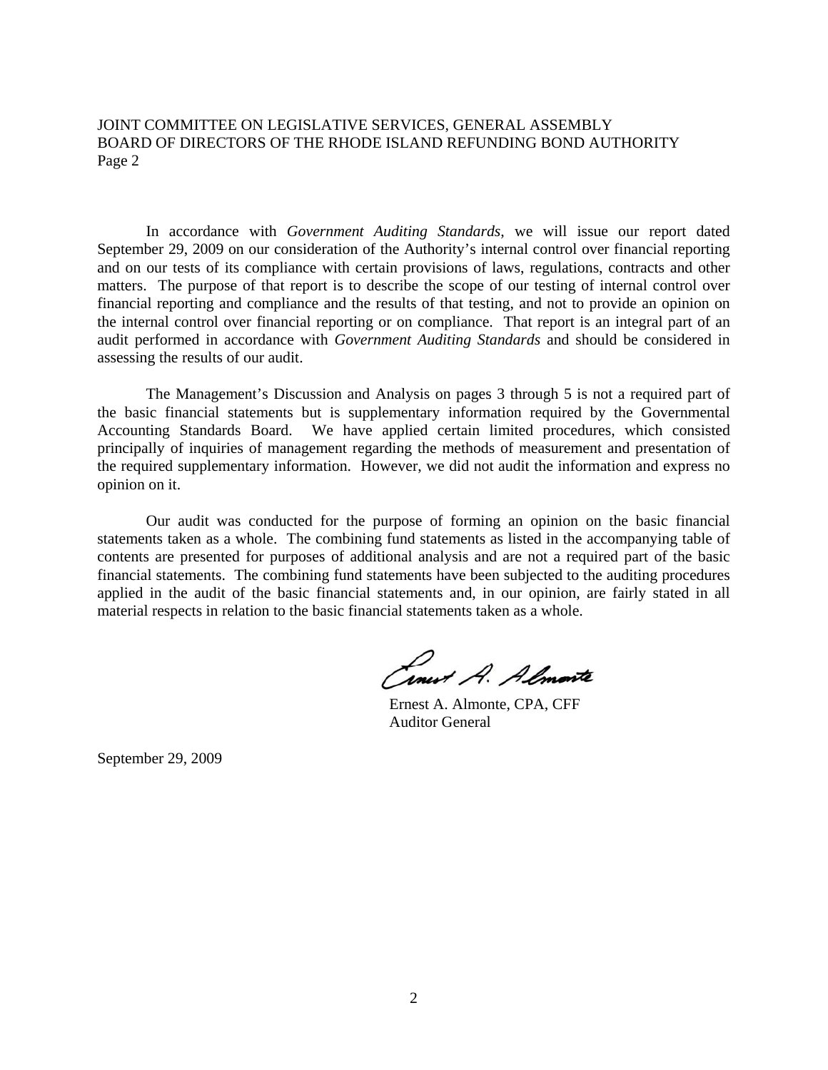In accordance with *Government Auditing Standards*, we will issue our report dated September 29, 2009 on our consideration of the Authority's internal control over financial reporting and on our tests of its compliance with certain provisions of laws, regulations, contracts and other matters. The purpose of that report is to describe the scope of our testing of internal control over financial reporting and compliance and the results of that testing, and not to provide an opinion on the internal control over financial reporting or on compliance. That report is an integral part of an audit performed in accordance with *Government Auditing Standards* and should be considered in assessing the results of our audit.

The Management's Discussion and Analysis on pages 3 through 5 is not a required part of the basic financial statements but is supplementary information required by the Governmental Accounting Standards Board. We have applied certain limited procedures, which consisted principally of inquiries of management regarding the methods of measurement and presentation of the required supplementary information. However, we did not audit the information and express no opinion on it.

Our audit was conducted for the purpose of forming an opinion on the basic financial statements taken as a whole. The combining fund statements as listed in the accompanying table of contents are presented for purposes of additional analysis and are not a required part of the basic financial statements. The combining fund statements have been subjected to the auditing procedures applied in the audit of the basic financial statements and, in our opinion, are fairly stated in all material respects in relation to the basic financial statements taken as a whole.

Ernest A. Almonte, CPA, CFF
Auditor General

September 29, 2009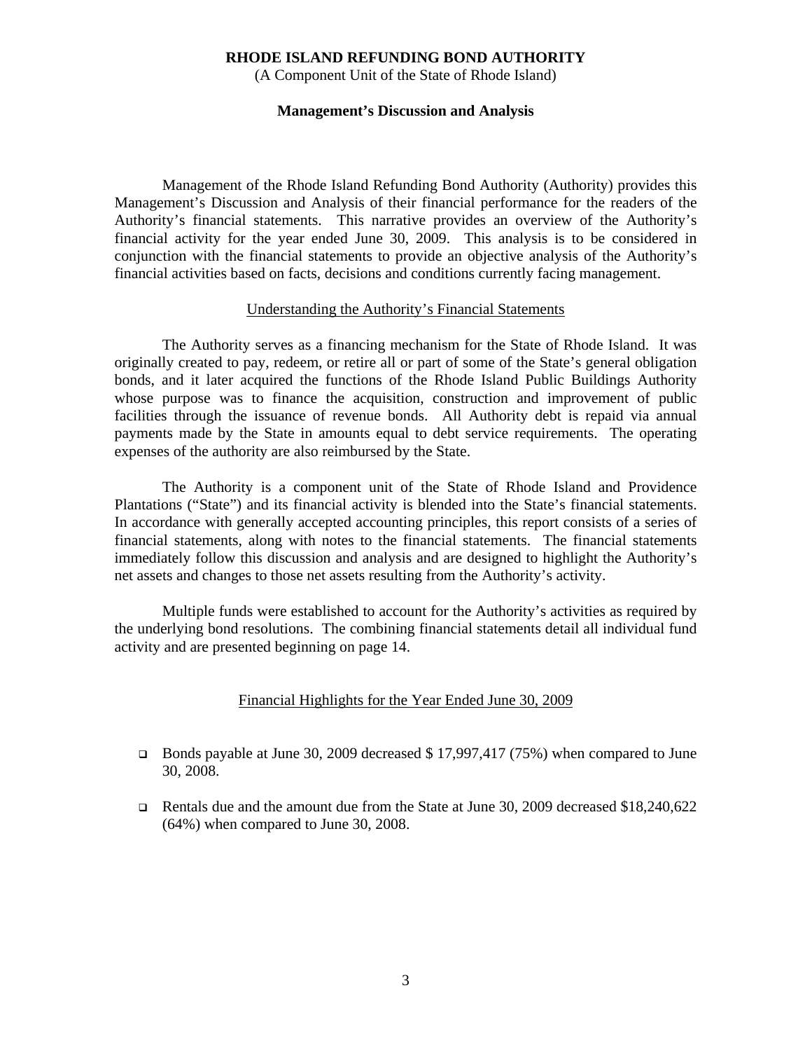**RHODE ISLAND REFUNDING BOND AUTHORITY**
(A Component Unit of the State of Rhode Island)

**Management's Discussion and Analysis**

Management of the Rhode Island Refunding Bond Authority (Authority) provides this Management's Discussion and Analysis of their financial performance for the readers of the Authority's financial statements. This narrative provides an overview of the Authority's financial activity for the year ended June 30, 2009. This analysis is to be considered in conjunction with the financial statements to provide an objective analysis of the Authority's financial activities based on facts, decisions and conditions currently facing management.

## Understanding the Authority's Financial Statements

The Authority serves as a financing mechanism for the State of Rhode Island. It was originally created to pay, redeem, or retire all or part of some of the State's general obligation bonds, and it later acquired the functions of the Rhode Island Public Buildings Authority whose purpose was to finance the acquisition, construction and improvement of public facilities through the issuance of revenue bonds. All Authority debt is repaid via annual payments made by the State in amounts equal to debt service requirements. The operating expenses of the authority are also reimbursed by the State.

The Authority is a component unit of the State of Rhode Island and Providence Plantations ("State") and its financial activity is blended into the State's financial statements. In accordance with generally accepted accounting principles, this report consists of a series of financial statements, along with notes to the financial statements. The financial statements immediately follow this discussion and analysis and are designed to highlight the Authority's net assets and changes to those net assets resulting from the Authority's activity.

Multiple funds were established to account for the Authority's activities as required by the underlying bond resolutions. The combining financial statements detail all individual fund activity and are presented beginning on page 14.

## Financial Highlights for the Year Ended June 30, 2009

- Bonds payable at June 30, 2009 decreased $ 17,997,417 (75%) when compared to June 30, 2008.
- Rentals due and the amount due from the State at June 30, 2009 decreased $18,240,622 (64%) when compared to June 30, 2008.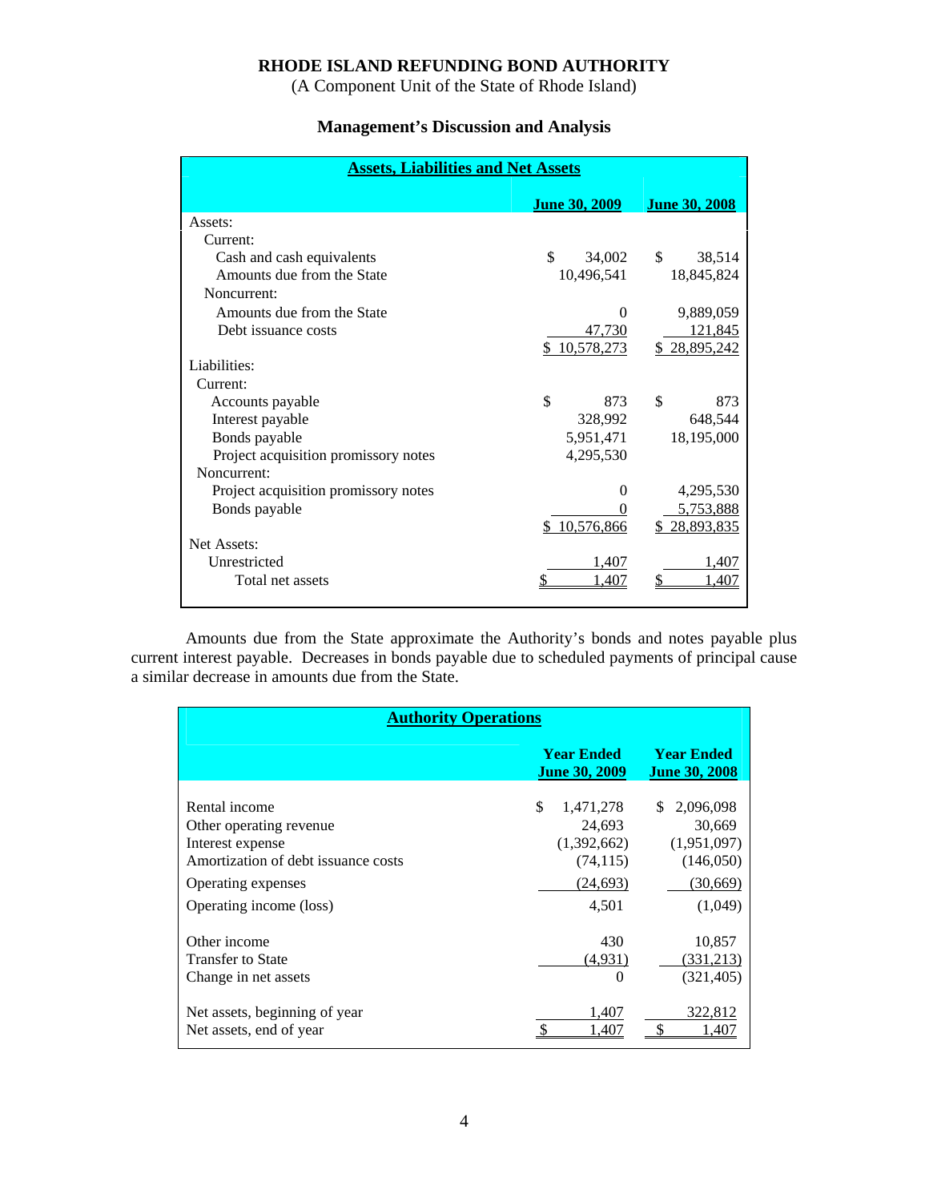**RHODE ISLAND REFUNDING BOND AUTHORITY**

(A Component Unit of the State of Rhode Island)

## Management's Discussion and Analysis

| **Assets, Liabilities and Net Assets** | **June 30, 2009** | **June 30, 2008** |
|---|---|---|
| Assets: | | |
| Current: | | |
| Cash and cash equivalents | $ 34,002 | $ 38,514 |
| Amounts due from the State | 10,496,541 | 18,845,824 |
| Noncurrent: | | |
| Amounts due from the State | 0 | 9,889,059 |
| Debt issuance costs | 47,730 | 121,845 |
| | $ 10,578,273 | $ 28,895,242 |
| Liabilities: | | |
| Current: | | |
| Accounts payable | $ 873 | $ 873 |
| Interest payable | 328,992 | 648,544 |
| Bonds payable | 5,951,471 | 18,195,000 |
| Project acquisition promissory notes | 4,295,530 | |
| Noncurrent: | | |
| Project acquisition promissory notes | 0 | 4,295,530 |
| Bonds payable | 0 | 5,753,888 |
| | $ 10,576,866 | $ 28,893,835 |
| Net Assets: | | |
| Unrestricted | 1,407 | 1,407 |
| Total net assets | $ 1,407 | $ 1,407 |

Amounts due from the State approximate the Authority's bonds and notes payable plus current interest payable. Decreases in bonds payable due to scheduled payments of principal cause a similar decrease in amounts due from the State.

| **Authority Operations** | **Year Ended June 30, 2009** | **Year Ended June 30, 2008** |
|---|---|---|
| Rental income | $ 1,471,278 | $ 2,096,098 |
| Other operating revenue | 24,693 | 30,669 |
| Interest expense | (1,392,662) | (1,951,097) |
| Amortization of debt issuance costs | (74,115) | (146,050) |
| Operating expenses | (24,693) | (30,669) |
| Operating income (loss) | 4,501 | (1,049) |
| Other income | 430 | 10,857 |
| Transfer to State | (4,931) | (331,213) |
| Change in net assets | 0 | (321,405) |
| Net assets, beginning of year | 1,407 | 322,812 |
| Net assets, end of year | $ 1,407 | $ 1,407 |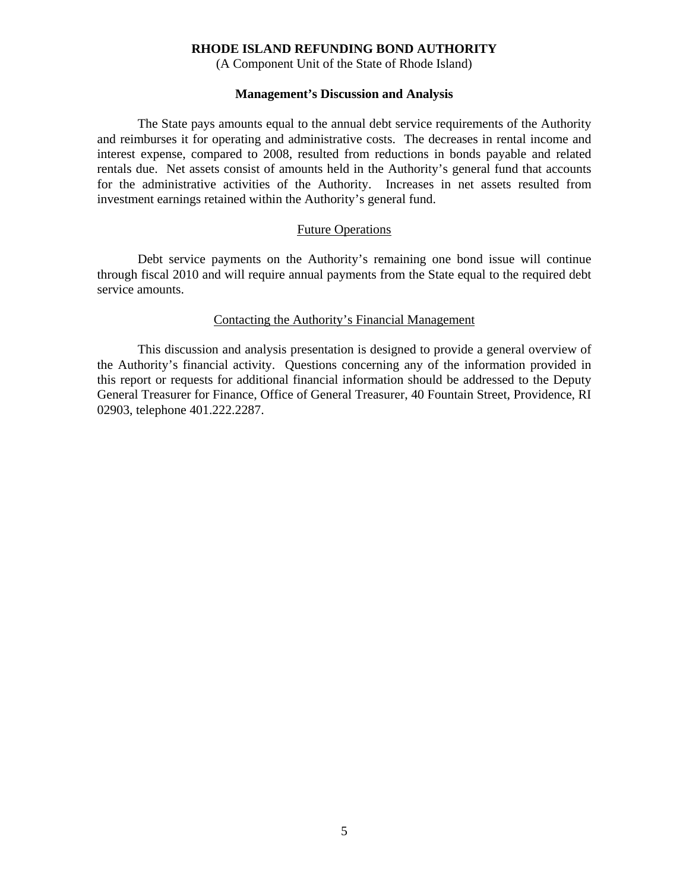The State pays amounts equal to the annual debt service requirements of the Authority and reimburses it for operating and administrative costs. The decreases in rental income and interest expense, compared to 2008, resulted from reductions in bonds payable and related rentals due. Net assets consist of amounts held in the Authority's general fund that accounts for the administrative activities of the Authority. Increases in net assets resulted from investment earnings retained within the Authority's general fund.

## Future Operations

Debt service payments on the Authority's remaining one bond issue will continue through fiscal 2010 and will require annual payments from the State equal to the required debt service amounts.

## Contacting the Authority's Financial Management

This discussion and analysis presentation is designed to provide a general overview of the Authority's financial activity. Questions concerning any of the information provided in this report or requests for additional financial information should be addressed to the Deputy General Treasurer for Finance, Office of General Treasurer, 40 Fountain Street, Providence, RI 02903, telephone 401.222.2287.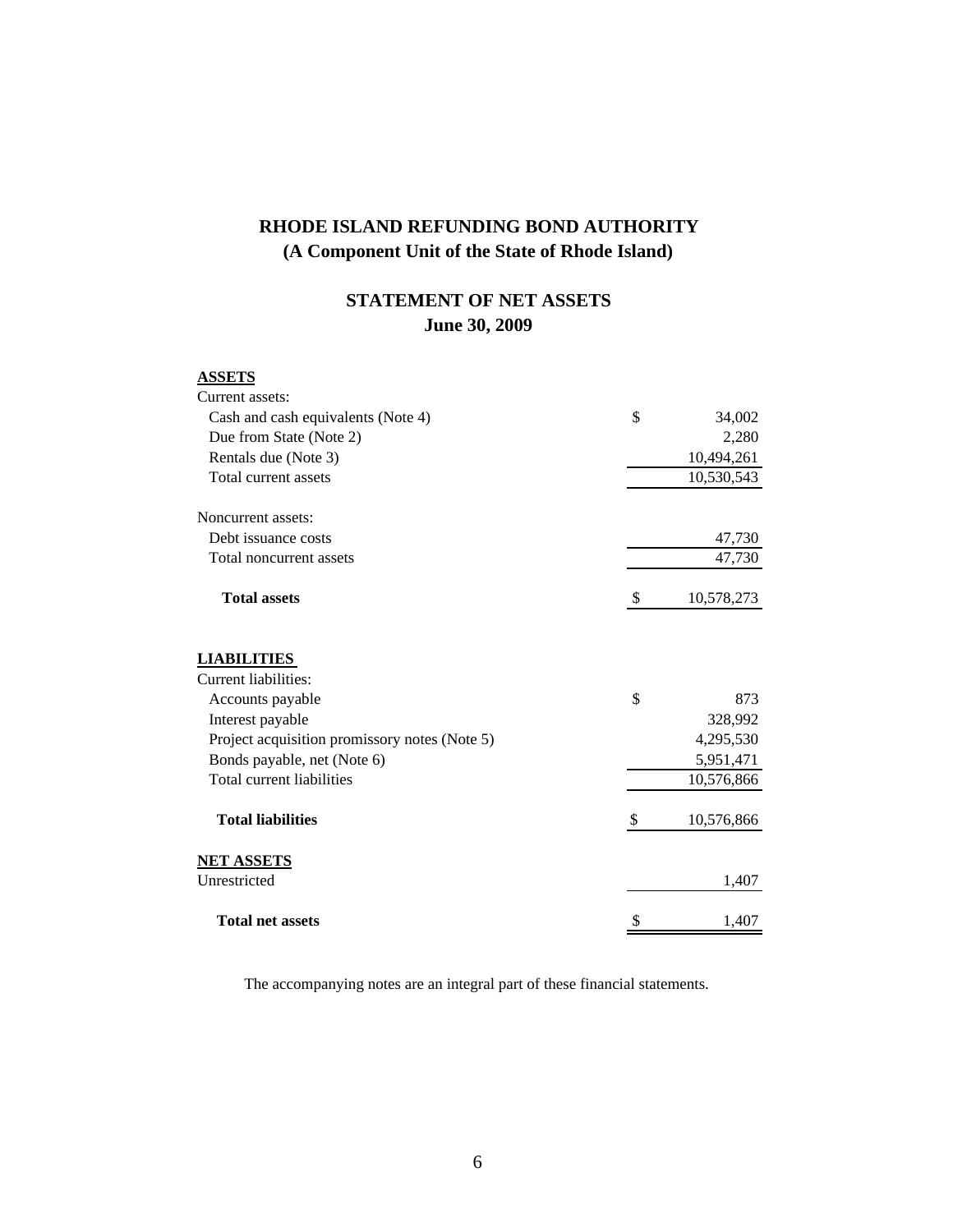# RHODE ISLAND REFUNDING BOND AUTHORITY
## (A Component Unit of the State of Rhode Island)

## STATEMENT OF NET ASSETS
### June 30, 2009

| | | |
|---|---|---|
| **ASSETS** | | |
| Current assets: | | |
| Cash and cash equivalents (Note 4) | $ | 34,002 |
| Due from State (Note 2) | | 2,280 |
| Rentals due (Note 3) | | 10,494,261 |
| Total current assets | | 10,530,543 |
| Noncurrent assets: | | |
| Debt issuance costs | | 47,730 |
| Total noncurrent assets | | 47,730 |
| **Total assets** | $ | 10,578,273 |
| **LIABILITIES** | | |
| Current liabilities: | | |
| Accounts payable | $ | 873 |
| Interest payable | | 328,992 |
| Project acquisition promissory notes (Note 5) | | 4,295,530 |
| Bonds payable, net (Note 6) | | 5,951,471 |
| Total current liabilities | | 10,576,866 |
| **Total liabilities** | $ | 10,576,866 |
| **NET ASSETS** | | |
| Unrestricted | | 1,407 |
| **Total net assets** | $ | 1,407 |

The accompanying notes are an integral part of these financial statements.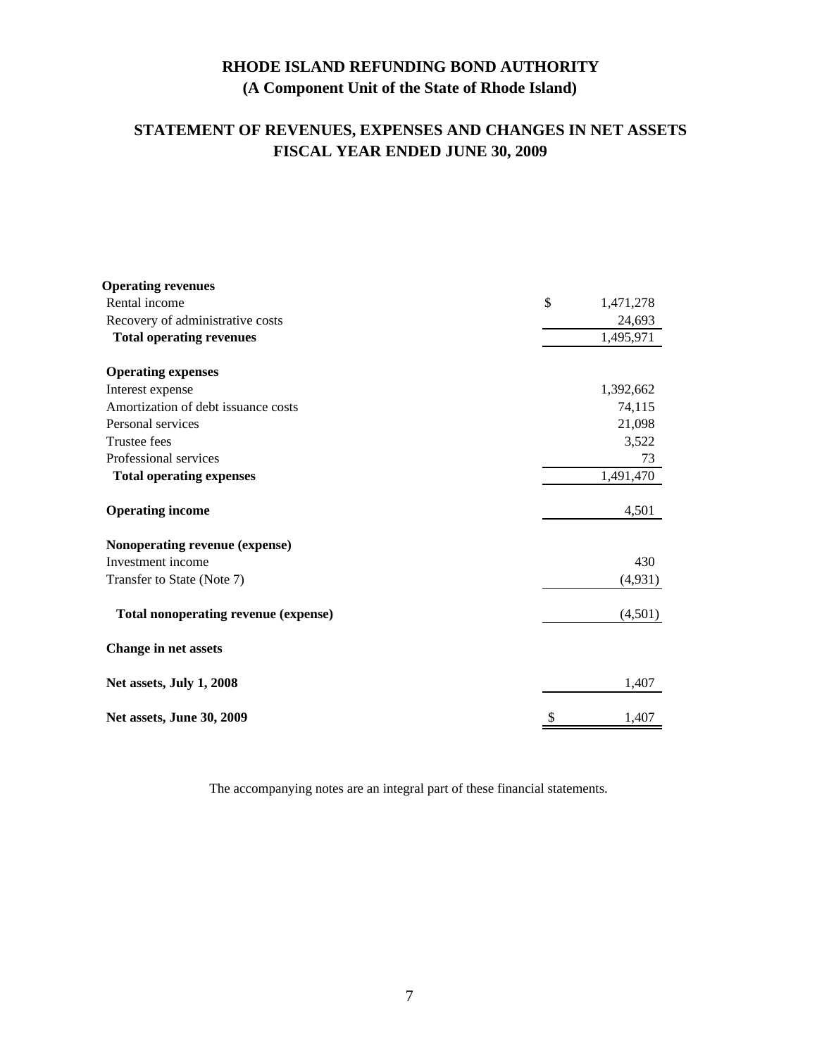# RHODE ISLAND REFUNDING BOND AUTHORITY
## (A Component Unit of the State of Rhode Island)

## STATEMENT OF REVENUES, EXPENSES AND CHANGES IN NET ASSETS
## FISCAL YEAR ENDED JUNE 30, 2009

| | |
|---|---|
| **Operating revenues** | |
| Rental income | $ 1,471,278 |
| Recovery of administrative costs | 24,693 |
| **Total operating revenues** | 1,495,971 |
| **Operating expenses** | |
| Interest expense | 1,392,662 |
| Amortization of debt issuance costs | 74,115 |
| Personal services | 21,098 |
| Trustee fees | 3,522 |
| Professional services | 73 |
| **Total operating expenses** | 1,491,470 |
| **Operating income** | 4,501 |
| **Nonoperating revenue (expense)** | |
| Investment income | 430 |
| Transfer to State (Note 7) | (4,931) |
| **Total nonoperating revenue (expense)** | (4,501) |
| **Change in net assets** | |
| **Net assets, July 1, 2008** | 1,407 |
| **Net assets, June 30, 2009** | $ 1,407 |

The accompanying notes are an integral part of these financial statements.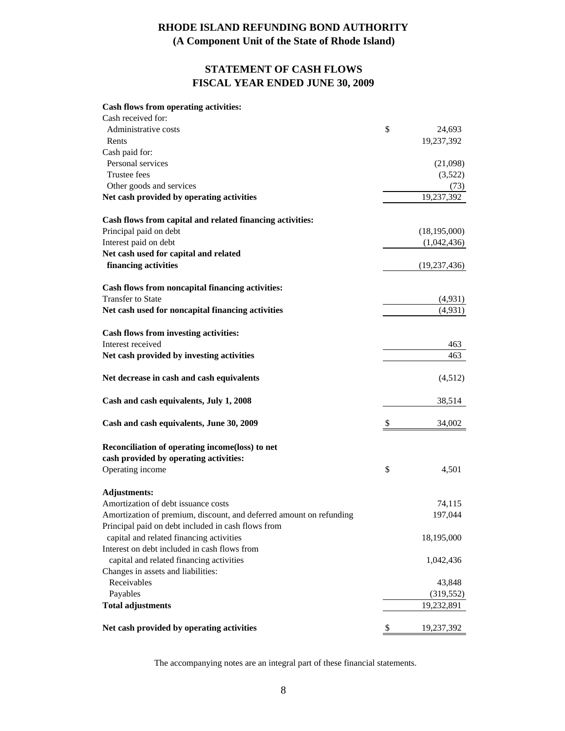# RHODE ISLAND REFUNDING BOND AUTHORITY
## (A Component Unit of the State of Rhode Island)

## STATEMENT OF CASH FLOWS
## FISCAL YEAR ENDED JUNE 30, 2009

| | |
|---|---|
| **Cash flows from operating activities:** | |
| Cash received for: | |
| Administrative costs | $ 24,693 |
| Rents | 19,237,392 |
| Cash paid for: | |
| Personal services | (21,098) |
| Trustee fees | (3,522) |
| Other goods and services | (73) |
| **Net cash provided by operating activities** | 19,237,392 |
| | |
| **Cash flows from capital and related financing activities:** | |
| Principal paid on debt | (18,195,000) |
| Interest paid on debt | (1,042,436) |
| **Net cash used for capital and related financing activities** | (19,237,436) |
| | |
| **Cash flows from noncapital financing activities:** | |
| Transfer to State | (4,931) |
| **Net cash used for noncapital financing activities** | (4,931) |
| | |
| **Cash flows from investing activities:** | |
| Interest received | 463 |
| **Net cash provided by investing activities** | 463 |
| | |
| **Net decrease in cash and cash equivalents** | (4,512) |
| | |
| **Cash and cash equivalents, July 1, 2008** | 38,514 |
| | |
| **Cash and cash equivalents, June 30, 2009** | $ 34,002 |
| | |
| **Reconciliation of operating income(loss) to net cash provided by operating activities:** | |
| Operating income | $ 4,501 |
| | |
| **Adjustments:** | |
| Amortization of debt issuance costs | 74,115 |
| Amortization of premium, discount, and deferred amount on refunding | 197,044 |
| Principal paid on debt included in cash flows from capital and related financing activities | 18,195,000 |
| Interest on debt included in cash flows from capital and related financing activities | 1,042,436 |
| Changes in assets and liabilities: | |
| Receivables | 43,848 |
| Payables | (319,552) |
| **Total adjustments** | 19,232,891 |
| | |
| **Net cash provided by operating activities** | $ 19,237,392 |

The accompanying notes are an integral part of these financial statements.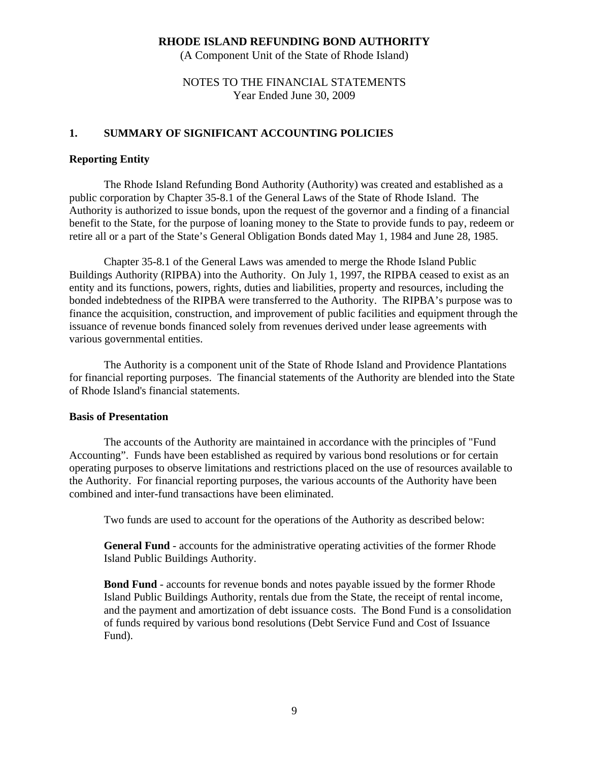# RHODE ISLAND REFUNDING BOND AUTHORITY

(A Component Unit of the State of Rhode Island)

NOTES TO THE FINANCIAL STATEMENTS
Year Ended June 30, 2009

## 1. SUMMARY OF SIGNIFICANT ACCOUNTING POLICIES

### Reporting Entity

The Rhode Island Refunding Bond Authority (Authority) was created and established as a public corporation by Chapter 35-8.1 of the General Laws of the State of Rhode Island. The Authority is authorized to issue bonds, upon the request of the governor and a finding of a financial benefit to the State, for the purpose of loaning money to the State to provide funds to pay, redeem or retire all or a part of the State's General Obligation Bonds dated May 1, 1984 and June 28, 1985.

Chapter 35-8.1 of the General Laws was amended to merge the Rhode Island Public Buildings Authority (RIPBA) into the Authority. On July 1, 1997, the RIPBA ceased to exist as an entity and its functions, powers, rights, duties and liabilities, property and resources, including the bonded indebtedness of the RIPBA were transferred to the Authority. The RIPBA's purpose was to finance the acquisition, construction, and improvement of public facilities and equipment through the issuance of revenue bonds financed solely from revenues derived under lease agreements with various governmental entities.

The Authority is a component unit of the State of Rhode Island and Providence Plantations for financial reporting purposes. The financial statements of the Authority are blended into the State of Rhode Island's financial statements.

### Basis of Presentation

The accounts of the Authority are maintained in accordance with the principles of "Fund Accounting". Funds have been established as required by various bond resolutions or for certain operating purposes to observe limitations and restrictions placed on the use of resources available to the Authority. For financial reporting purposes, the various accounts of the Authority have been combined and inter-fund transactions have been eliminated.

Two funds are used to account for the operations of the Authority as described below:

**General Fund** - accounts for the administrative operating activities of the former Rhode Island Public Buildings Authority.

**Bond Fund** - accounts for revenue bonds and notes payable issued by the former Rhode Island Public Buildings Authority, rentals due from the State, the receipt of rental income, and the payment and amortization of debt issuance costs. The Bond Fund is a consolidation of funds required by various bond resolutions (Debt Service Fund and Cost of Issuance Fund).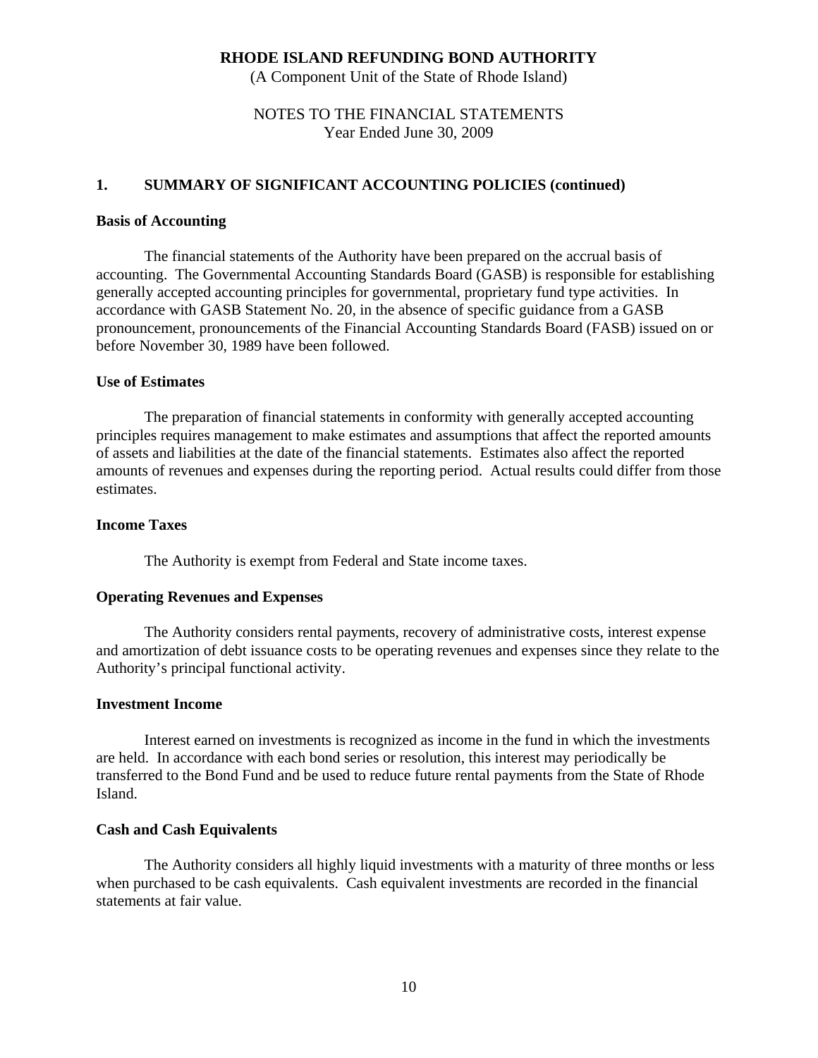**RHODE ISLAND REFUNDING BOND AUTHORITY**
(A Component Unit of the State of Rhode Island)

NOTES TO THE FINANCIAL STATEMENTS
Year Ended June 30, 2009

## 1. SUMMARY OF SIGNIFICANT ACCOUNTING POLICIES (continued)

### Basis of Accounting

The financial statements of the Authority have been prepared on the accrual basis of accounting. The Governmental Accounting Standards Board (GASB) is responsible for establishing generally accepted accounting principles for governmental, proprietary fund type activities. In accordance with GASB Statement No. 20, in the absence of specific guidance from a GASB pronouncement, pronouncements of the Financial Accounting Standards Board (FASB) issued on or before November 30, 1989 have been followed.

### Use of Estimates

The preparation of financial statements in conformity with generally accepted accounting principles requires management to make estimates and assumptions that affect the reported amounts of assets and liabilities at the date of the financial statements. Estimates also affect the reported amounts of revenues and expenses during the reporting period. Actual results could differ from those estimates.

### Income Taxes

The Authority is exempt from Federal and State income taxes.

### Operating Revenues and Expenses

The Authority considers rental payments, recovery of administrative costs, interest expense and amortization of debt issuance costs to be operating revenues and expenses since they relate to the Authority's principal functional activity.

### Investment Income

Interest earned on investments is recognized as income in the fund in which the investments are held. In accordance with each bond series or resolution, this interest may periodically be transferred to the Bond Fund and be used to reduce future rental payments from the State of Rhode Island.

### Cash and Cash Equivalents

The Authority considers all highly liquid investments with a maturity of three months or less when purchased to be cash equivalents. Cash equivalent investments are recorded in the financial statements at fair value.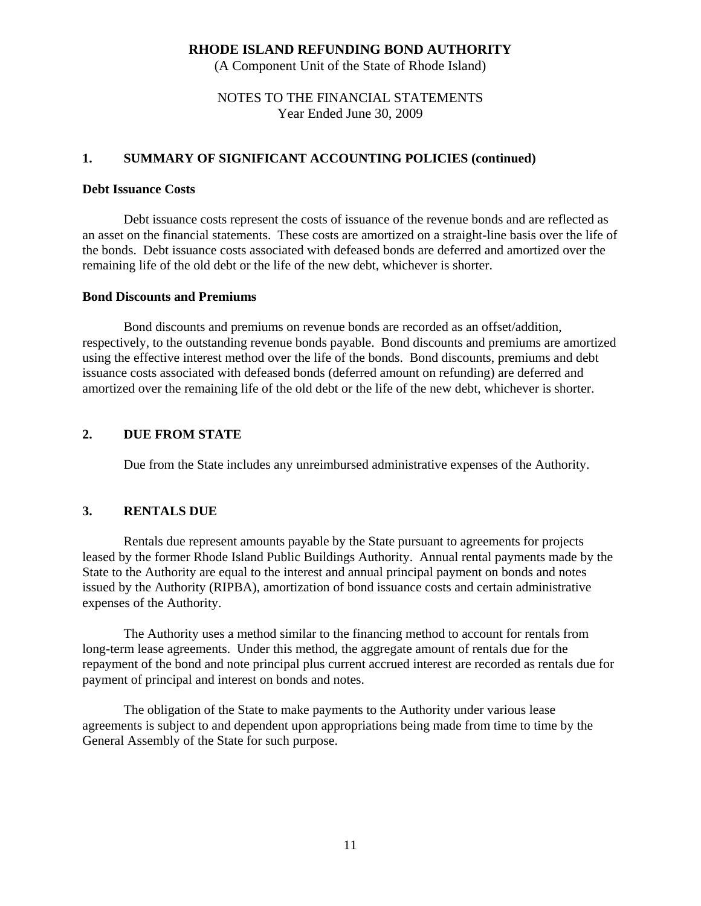# RHODE ISLAND REFUNDING BOND AUTHORITY

(A Component Unit of the State of Rhode Island)

NOTES TO THE FINANCIAL STATEMENTS
Year Ended June 30, 2009

## 1. SUMMARY OF SIGNIFICANT ACCOUNTING POLICIES (continued)

### Debt Issuance Costs

Debt issuance costs represent the costs of issuance of the revenue bonds and are reflected as an asset on the financial statements. These costs are amortized on a straight-line basis over the life of the bonds. Debt issuance costs associated with defeased bonds are deferred and amortized over the remaining life of the old debt or the life of the new debt, whichever is shorter.

### Bond Discounts and Premiums

Bond discounts and premiums on revenue bonds are recorded as an offset/addition, respectively, to the outstanding revenue bonds payable. Bond discounts and premiums are amortized using the effective interest method over the life of the bonds. Bond discounts, premiums and debt issuance costs associated with defeased bonds (deferred amount on refunding) are deferred and amortized over the remaining life of the old debt or the life of the new debt, whichever is shorter.

## 2. DUE FROM STATE

Due from the State includes any unreimbursed administrative expenses of the Authority.

## 3. RENTALS DUE

Rentals due represent amounts payable by the State pursuant to agreements for projects leased by the former Rhode Island Public Buildings Authority. Annual rental payments made by the State to the Authority are equal to the interest and annual principal payment on bonds and notes issued by the Authority (RIPBA), amortization of bond issuance costs and certain administrative expenses of the Authority.

The Authority uses a method similar to the financing method to account for rentals from long-term lease agreements. Under this method, the aggregate amount of rentals due for the repayment of the bond and note principal plus current accrued interest are recorded as rentals due for payment of principal and interest on bonds and notes.

The obligation of the State to make payments to the Authority under various lease agreements is subject to and dependent upon appropriations being made from time to time by the General Assembly of the State for such purpose.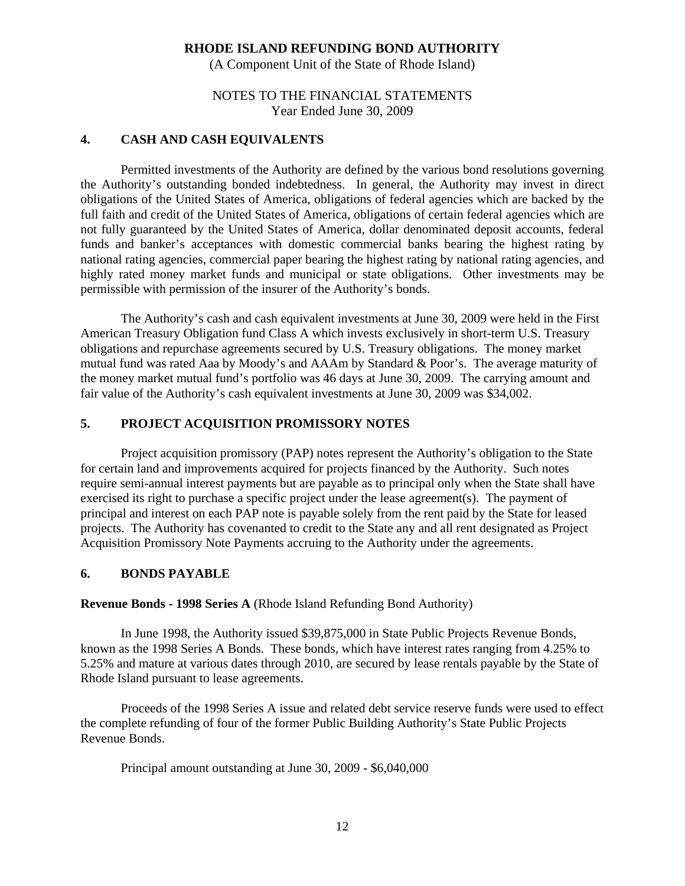**RHODE ISLAND REFUNDING BOND AUTHORITY**
(A Component Unit of the State of Rhode Island)

NOTES TO THE FINANCIAL STATEMENTS
Year Ended June 30, 2009

## 4. CASH AND CASH EQUIVALENTS

Permitted investments of the Authority are defined by the various bond resolutions governing the Authority's outstanding bonded indebtedness. In general, the Authority may invest in direct obligations of the United States of America, obligations of federal agencies which are backed by the full faith and credit of the United States of America, obligations of certain federal agencies which are not fully guaranteed by the United States of America, dollar denominated deposit accounts, federal funds and banker's acceptances with domestic commercial banks bearing the highest rating by national rating agencies, commercial paper bearing the highest rating by national rating agencies, and highly rated money market funds and municipal or state obligations. Other investments may be permissible with permission of the insurer of the Authority's bonds.

The Authority's cash and cash equivalent investments at June 30, 2009 were held in the First American Treasury Obligation fund Class A which invests exclusively in short-term U.S. Treasury obligations and repurchase agreements secured by U.S. Treasury obligations. The money market mutual fund was rated Aaa by Moody's and AAAm by Standard & Poor's. The average maturity of the money market mutual fund's portfolio was 46 days at June 30, 2009. The carrying amount and fair value of the Authority's cash equivalent investments at June 30, 2009 was $34,002.

## 5. PROJECT ACQUISITION PROMISSORY NOTES

Project acquisition promissory (PAP) notes represent the Authority's obligation to the State for certain land and improvements acquired for projects financed by the Authority. Such notes require semi-annual interest payments but are payable as to principal only when the State shall have exercised its right to purchase a specific project under the lease agreement(s). The payment of principal and interest on each PAP note is payable solely from the rent paid by the State for leased projects. The Authority has covenanted to credit to the State any and all rent designated as Project Acquisition Promissory Note Payments accruing to the Authority under the agreements.

## 6. BONDS PAYABLE

**Revenue Bonds - 1998 Series A** (Rhode Island Refunding Bond Authority)

In June 1998, the Authority issued $39,875,000 in State Public Projects Revenue Bonds, known as the 1998 Series A Bonds. These bonds, which have interest rates ranging from 4.25% to 5.25% and mature at various dates through 2010, are secured by lease rentals payable by the State of Rhode Island pursuant to lease agreements.

Proceeds of the 1998 Series A issue and related debt service reserve funds were used to effect the complete refunding of four of the former Public Building Authority's State Public Projects Revenue Bonds.

Principal amount outstanding at June 30, 2009 - $6,040,000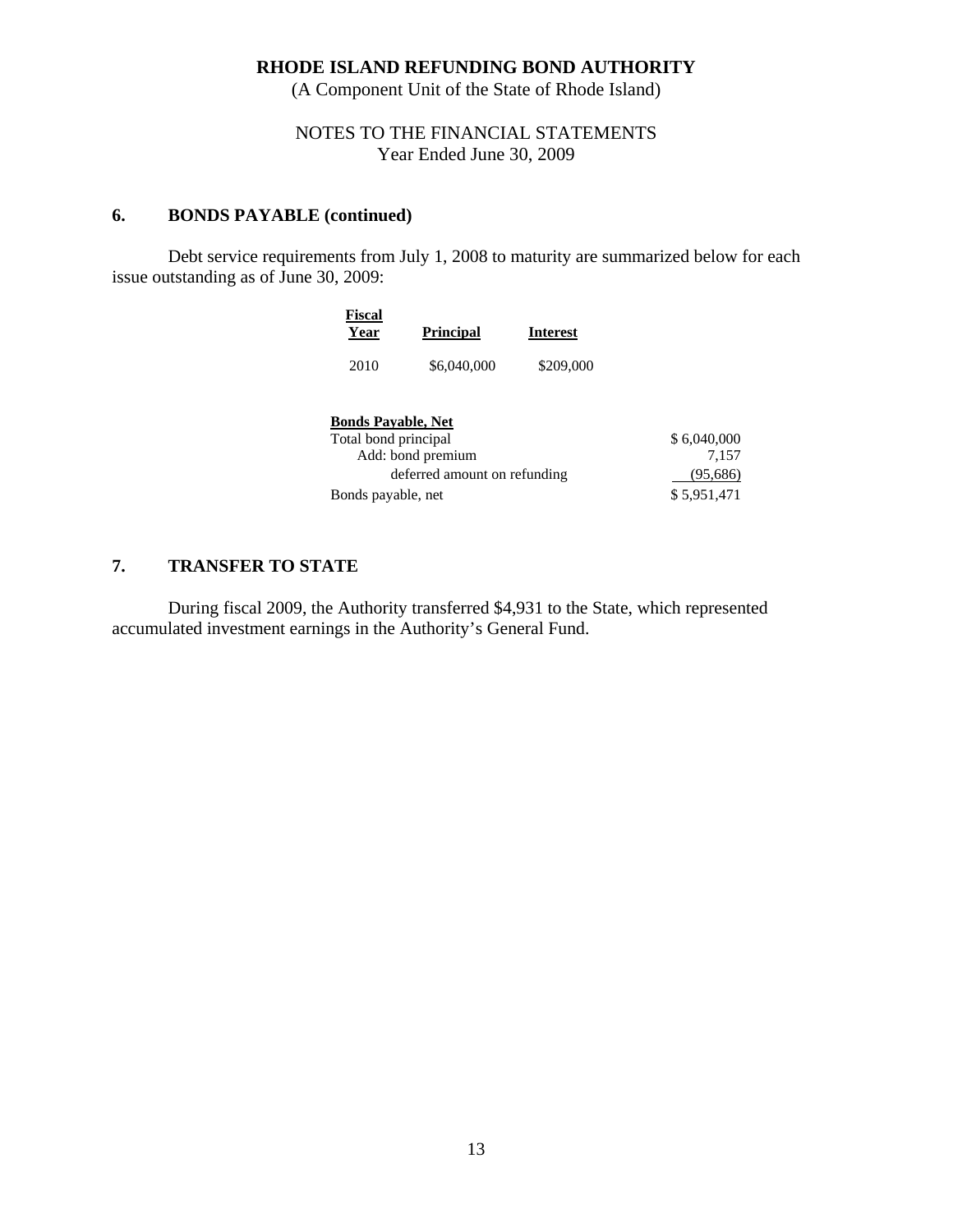**RHODE ISLAND REFUNDING BOND AUTHORITY**
(A Component Unit of the State of Rhode Island)

NOTES TO THE FINANCIAL STATEMENTS
Year Ended June 30, 2009

## 6. BONDS PAYABLE (continued)

Debt service requirements from July 1, 2008 to maturity are summarized below for each issue outstanding as of June 30, 2009:

| Fiscal Year | Principal | Interest |
|---|---|---|
| 2010 | $6,040,000 | $209,000 |

| Bonds Payable, Net | |
|---|---|
| Total bond principal | $ 6,040,000 |
| Add: bond premium | 7,157 |
| deferred amount on refunding | (95,686) |
| Bonds payable, net | $ 5,951,471 |

## 7. TRANSFER TO STATE

During fiscal 2009, the Authority transferred $4,931 to the State, which represented accumulated investment earnings in the Authority's General Fund.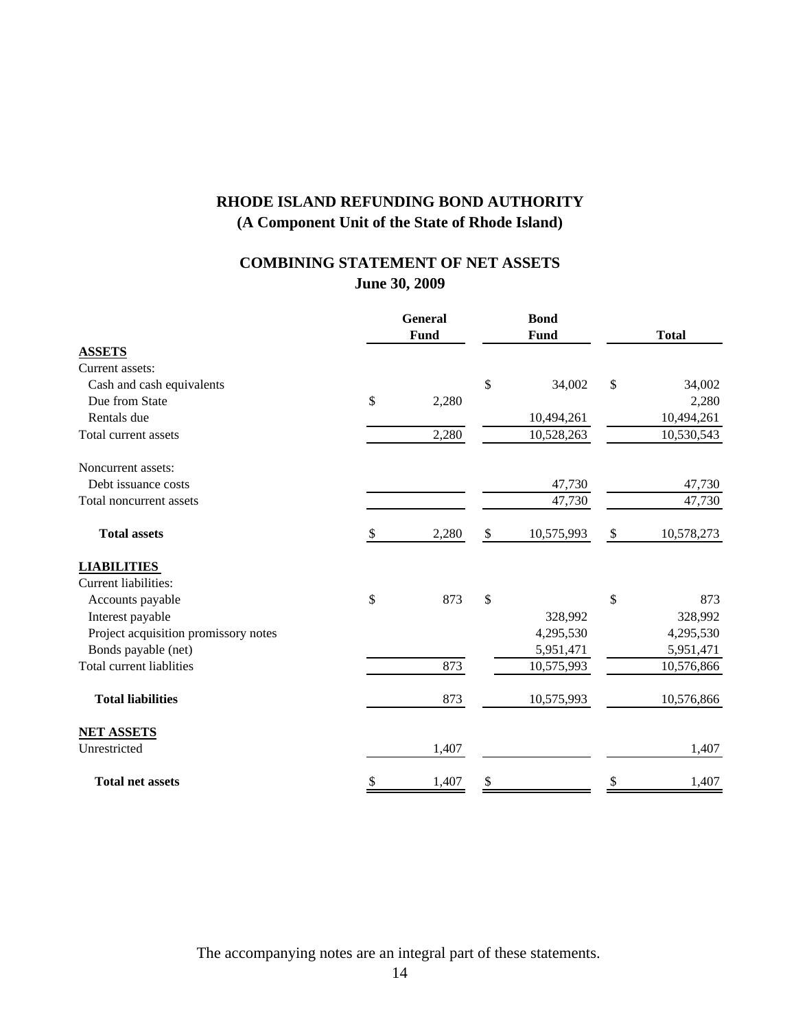# RHODE ISLAND REFUNDING BOND AUTHORITY
## (A Component Unit of the State of Rhode Island)

## COMBINING STATEMENT OF NET ASSETS
## June 30, 2009

| | General Fund | Bond Fund | Total |
|---|---|---|---|
| **ASSETS** | | | |
| Current assets: | | | |
| Cash and cash equivalents | | $ 34,002 | $ 34,002 |
| Due from State | $ 2,280 | | 2,280 |
| Rentals due | | 10,494,261 | 10,494,261 |
| Total current assets | 2,280 | 10,528,263 | 10,530,543 |
| Noncurrent assets: | | | |
| Debt issuance costs | | 47,730 | 47,730 |
| Total noncurrent assets | | 47,730 | 47,730 |
| **Total assets** | $ 2,280 | $ 10,575,993 | $ 10,578,273 |
| **LIABILITIES** | | | |
| Current liabilities: | | | |
| Accounts payable | $ 873 | $ | $ 873 |
| Interest payable | | 328,992 | 328,992 |
| Project acquisition promissory notes | | 4,295,530 | 4,295,530 |
| Bonds payable (net) | | 5,951,471 | 5,951,471 |
| Total current liablities | 873 | 10,575,993 | 10,576,866 |
| **Total liabilities** | 873 | 10,575,993 | 10,576,866 |
| **NET ASSETS** | | | |
| Unrestricted | 1,407 | | 1,407 |
| **Total net assets** | $ 1,407 | $ | $ 1,407 |

The accompanying notes are an integral part of these statements.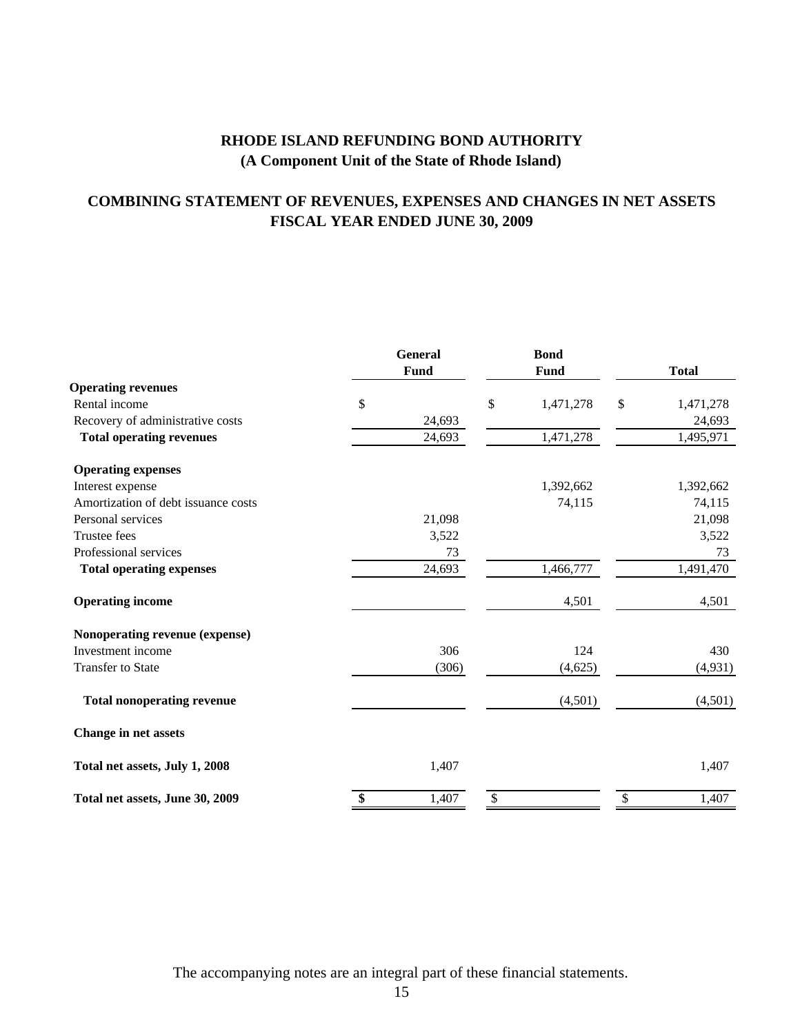# RHODE ISLAND REFUNDING BOND AUTHORITY
## (A Component Unit of the State of Rhode Island)

## COMBINING STATEMENT OF REVENUES, EXPENSES AND CHANGES IN NET ASSETS
## FISCAL YEAR ENDED JUNE 30, 2009

| | General Fund | Bond Fund | Total |
|---|---|---|---|
| **Operating revenues** | | | |
| Rental income | $ | $ 1,471,278 | $ 1,471,278 |
| Recovery of administrative costs | 24,693 | | 24,693 |
| **Total operating revenues** | 24,693 | 1,471,278 | 1,495,971 |
| **Operating expenses** | | | |
| Interest expense | | 1,392,662 | 1,392,662 |
| Amortization of debt issuance costs | | 74,115 | 74,115 |
| Personal services | 21,098 | | 21,098 |
| Trustee fees | 3,522 | | 3,522 |
| Professional services | 73 | | 73 |
| **Total operating expenses** | 24,693 | 1,466,777 | 1,491,470 |
| **Operating income** | | 4,501 | 4,501 |
| **Nonoperating revenue (expense)** | | | |
| Investment income | 306 | 124 | 430 |
| Transfer to State | (306) | (4,625) | (4,931) |
| **Total nonoperating revenue** | | (4,501) | (4,501) |
| **Change in net assets** | | | |
| **Total net assets, July 1, 2008** | 1,407 | | 1,407 |
| **Total net assets, June 30, 2009** | $ 1,407 | $ | $ 1,407 |

The accompanying notes are an integral part of these financial statements.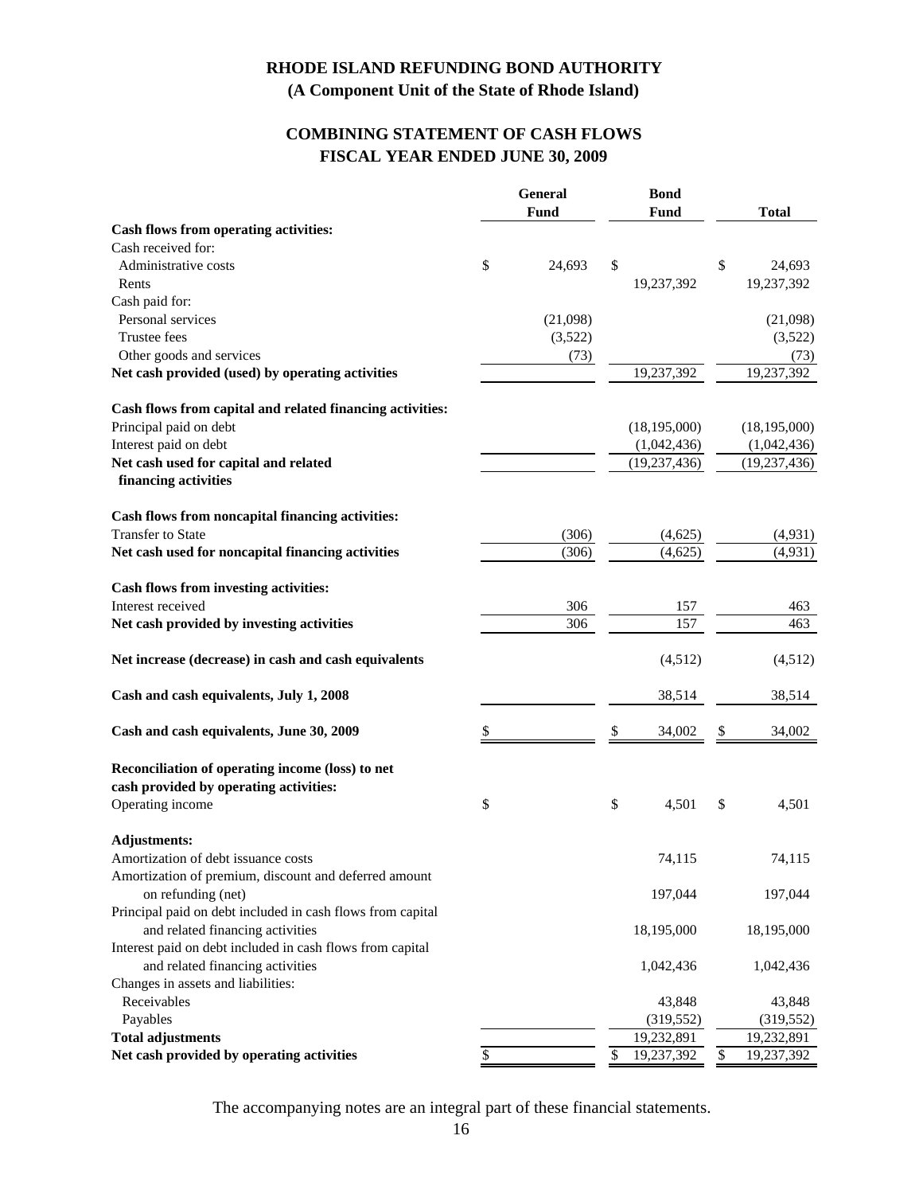# RHODE ISLAND REFUNDING BOND AUTHORITY
## (A Component Unit of the State of Rhode Island)

## COMBINING STATEMENT OF CASH FLOWS
## FISCAL YEAR ENDED JUNE 30, 2009

| | General Fund | Bond Fund | Total |
|---|---|---|---|
| **Cash flows from operating activities:** | | | |
| Cash received for: | | | |
| Administrative costs | $ 24,693 | $ | $ 24,693 |
| Rents | | 19,237,392 | 19,237,392 |
| Cash paid for: | | | |
| Personal services | (21,098) | | (21,098) |
| Trustee fees | (3,522) | | (3,522) |
| Other goods and services | (73) | | (73) |
| **Net cash provided (used) by operating activities** | | 19,237,392 | 19,237,392 |
| **Cash flows from capital and related financing activities:** | | | |
| Principal paid on debt | | (18,195,000) | (18,195,000) |
| Interest paid on debt | | (1,042,436) | (1,042,436) |
| **Net cash used for capital and related financing activities** | | (19,237,436) | (19,237,436) |
| **Cash flows from noncapital financing activities:** | | | |
| Transfer to State | (306) | (4,625) | (4,931) |
| **Net cash used for noncapital financing activities** | (306) | (4,625) | (4,931) |
| **Cash flows from investing activities:** | | | |
| Interest received | 306 | 157 | 463 |
| **Net cash provided by investing activities** | 306 | 157 | 463 |
| **Net increase (decrease) in cash and cash equivalents** | | (4,512) | (4,512) |
| **Cash and cash equivalents, July 1, 2008** | | 38,514 | 38,514 |
| **Cash and cash equivalents, June 30, 2009** | $ | $ 34,002 | $ 34,002 |
| **Reconciliation of operating income (loss) to net cash provided by operating activities:** | | | |
| Operating income | $ | $ 4,501 | $ 4,501 |
| **Adjustments:** | | | |
| Amortization of debt issuance costs | | 74,115 | 74,115 |
| Amortization of premium, discount and deferred amount on refunding (net) | | 197,044 | 197,044 |
| Principal paid on debt included in cash flows from capital and related financing activities | | 18,195,000 | 18,195,000 |
| Interest paid on debt included in cash flows from capital and related financing activities | | 1,042,436 | 1,042,436 |
| Changes in assets and liabilities: | | | |
| Receivables | | 43,848 | 43,848 |
| Payables | | (319,552) | (319,552) |
| **Total adjustments** | | 19,232,891 | 19,232,891 |
| **Net cash provided by operating activities** | $ | $ 19,237,392 | $ 19,237,392 |

The accompanying notes are an integral part of these financial statements.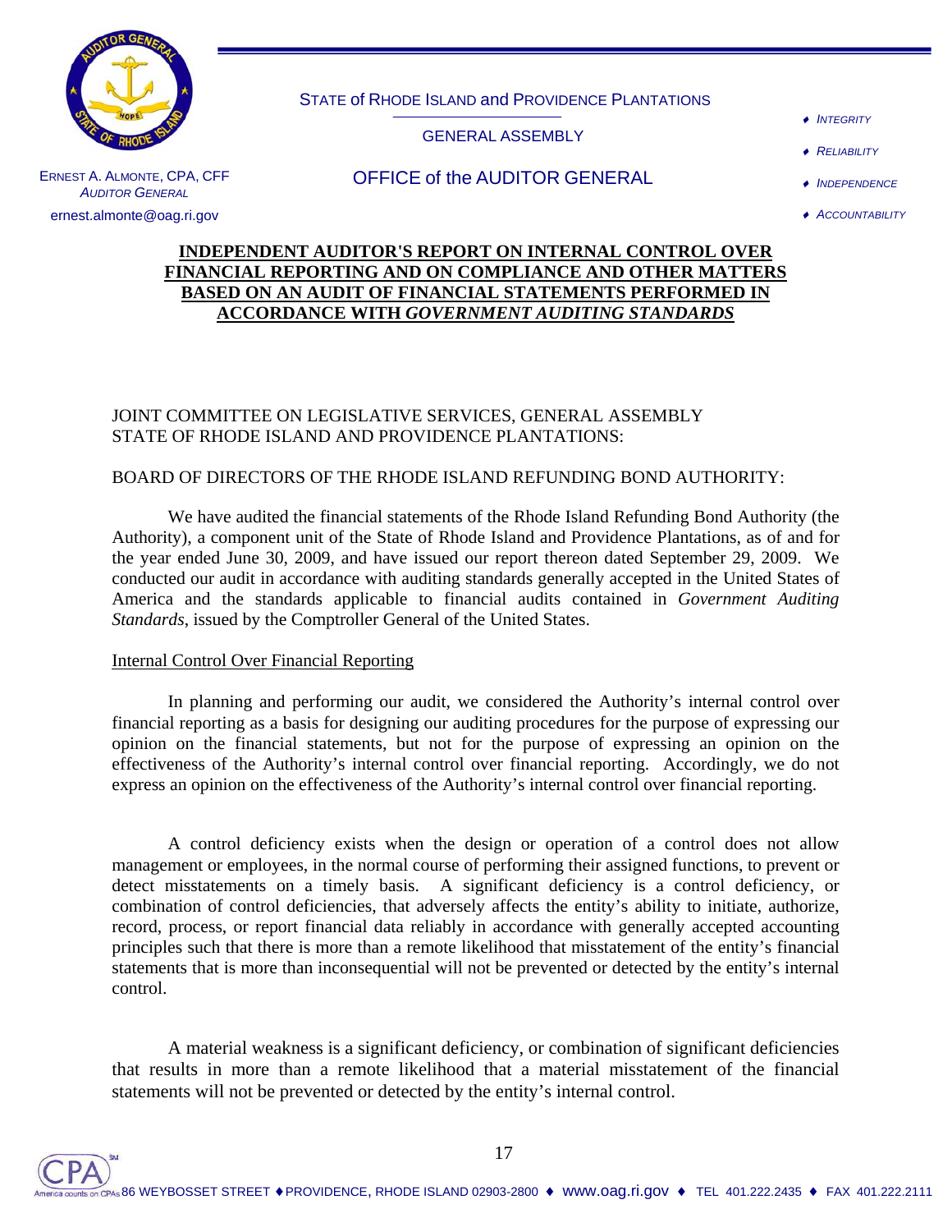STATE of RHODE ISLAND and PROVIDENCE PLANTATIONS

GENERAL ASSEMBLY

OFFICE of the AUDITOR GENERAL

ERNEST A. ALMONTE, CPA, CFF
*AUDITOR GENERAL*
ernest.almonte@oag.ri.gov

- *INTEGRITY*
- *RELIABILITY*
- *INDEPENDENCE*
- *ACCOUNTABILITY*

## INDEPENDENT AUDITOR'S REPORT ON INTERNAL CONTROL OVER FINANCIAL REPORTING AND ON COMPLIANCE AND OTHER MATTERS BASED ON AN AUDIT OF FINANCIAL STATEMENTS PERFORMED IN ACCORDANCE WITH *GOVERNMENT AUDITING STANDARDS*

JOINT COMMITTEE ON LEGISLATIVE SERVICES, GENERAL ASSEMBLY
STATE OF RHODE ISLAND AND PROVIDENCE PLANTATIONS:

BOARD OF DIRECTORS OF THE RHODE ISLAND REFUNDING BOND AUTHORITY:

We have audited the financial statements of the Rhode Island Refunding Bond Authority (the Authority), a component unit of the State of Rhode Island and Providence Plantations, as of and for the year ended June 30, 2009, and have issued our report thereon dated September 29, 2009. We conducted our audit in accordance with auditing standards generally accepted in the United States of America and the standards applicable to financial audits contained in *Government Auditing Standards*, issued by the Comptroller General of the United States.

Internal Control Over Financial Reporting

In planning and performing our audit, we considered the Authority's internal control over financial reporting as a basis for designing our auditing procedures for the purpose of expressing our opinion on the financial statements, but not for the purpose of expressing an opinion on the effectiveness of the Authority's internal control over financial reporting. Accordingly, we do not express an opinion on the effectiveness of the Authority's internal control over financial reporting.

A control deficiency exists when the design or operation of a control does not allow management or employees, in the normal course of performing their assigned functions, to prevent or detect misstatements on a timely basis. A significant deficiency is a control deficiency, or combination of control deficiencies, that adversely affects the entity's ability to initiate, authorize, record, process, or report financial data reliably in accordance with generally accepted accounting principles such that there is more than a remote likelihood that misstatement of the entity's financial statements that is more than inconsequential will not be prevented or detected by the entity's internal control.

A material weakness is a significant deficiency, or combination of significant deficiencies that results in more than a remote likelihood that a material misstatement of the financial statements will not be prevented or detected by the entity's internal control.

86 WEYBOSSET STREET ♦ PROVIDENCE, RHODE ISLAND 02903-2800 ♦ www.oag.ri.gov ♦ TEL 401.222.2435 ♦ FAX 401.222.2111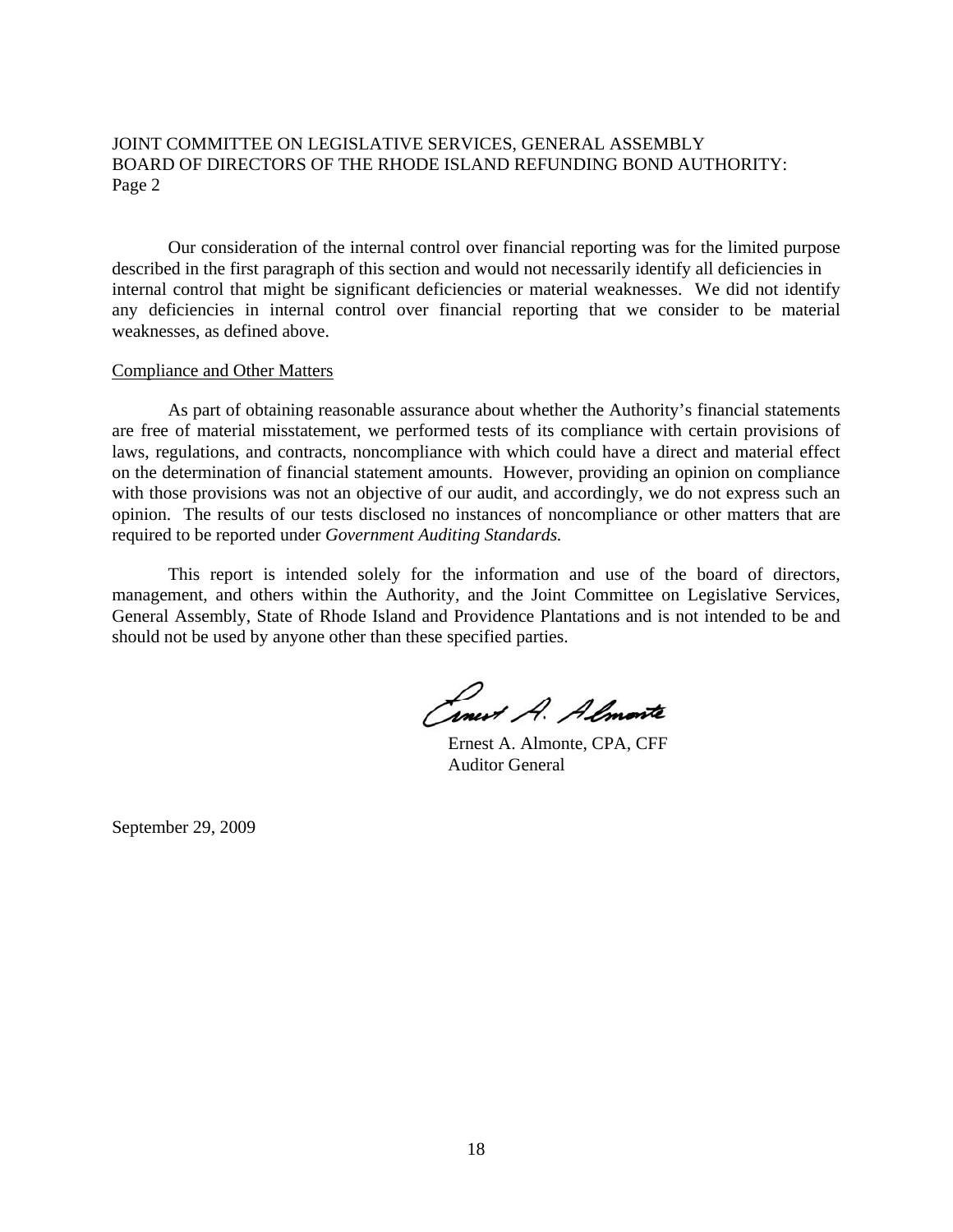JOINT COMMITTEE ON LEGISLATIVE SERVICES, GENERAL ASSEMBLY
BOARD OF DIRECTORS OF THE RHODE ISLAND REFUNDING BOND AUTHORITY:
Page 2

Our consideration of the internal control over financial reporting was for the limited purpose described in the first paragraph of this section and would not necessarily identify all deficiencies in internal control that might be significant deficiencies or material weaknesses. We did not identify any deficiencies in internal control over financial reporting that we consider to be material weaknesses, as defined above.

Compliance and Other Matters

As part of obtaining reasonable assurance about whether the Authority's financial statements are free of material misstatement, we performed tests of its compliance with certain provisions of laws, regulations, and contracts, noncompliance with which could have a direct and material effect on the determination of financial statement amounts. However, providing an opinion on compliance with those provisions was not an objective of our audit, and accordingly, we do not express such an opinion. The results of our tests disclosed no instances of noncompliance or other matters that are required to be reported under *Government Auditing Standards.*

This report is intended solely for the information and use of the board of directors, management, and others within the Authority, and the Joint Committee on Legislative Services, General Assembly, State of Rhode Island and Providence Plantations and is not intended to be and should not be used by anyone other than these specified parties.

Ernest A. Almonte, CPA, CFF
Auditor General

September 29, 2009